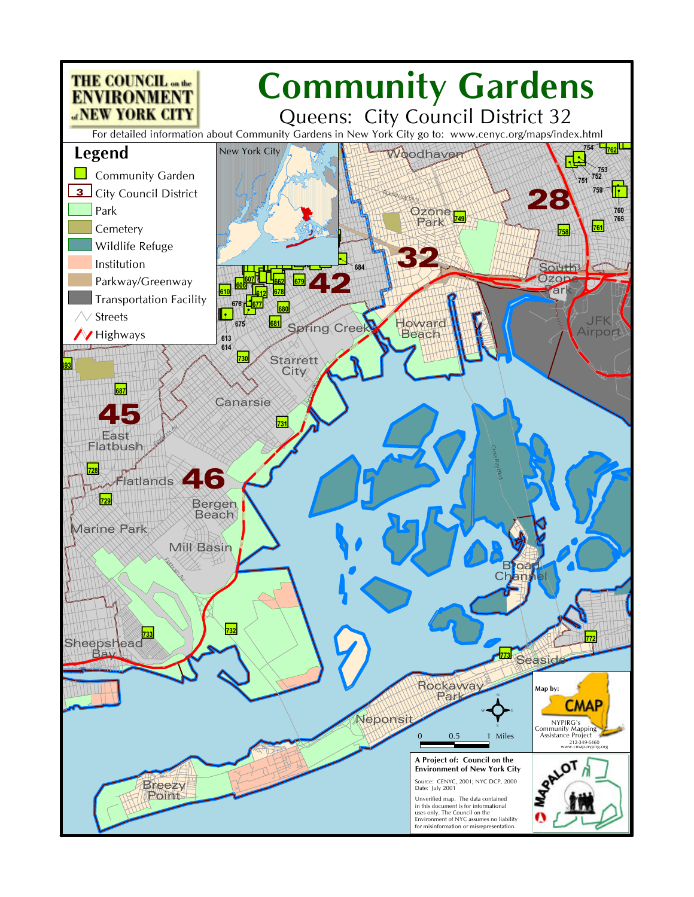THE COUNCIL on the ENVIRONMENT of NEW YORK CITY

# Community Gardens

## Queens: City Council District 32

For detailed information about Community Gardens in New York City go to: www.cenyc.org/maps/index.html

## Legend

- Community Garden
- City Council District
- Park
- Cemetery
- Wildlife Refuge
- Institution
- Parkway/Greenway
- Transportation Facility
- Streets
- Highways

New York City

Woodhaven

Ozone Park

749

28

32

42

45

46

754, 762, 753, 751, 752, 759, 760, 765, 758, 761

South Ozone Park

JFK Airport

Howard Beach

Spring Creek

Starrett City

Canarsie

East Flatbush

Flatlands

Bergen Beach

Marine Park

Mill Basin

Sheepshead Bay

Broad Channel

Seaside

Rockaway Park

Neponsit

Breezy Point

684, 607, 606, 662, 679, 610, 612, 678, 676, 677, 680, 675, 681, 613, 614, 730, 693, 687, 731, 728, 729, 733, 732, 772, 773

Map by: CMAP

NYPIRG's Community Mapping Assistance Project
212-349-6460
www.cmap.nypirg.org

0 0.5 1 Miles

**A Project of: Council on the Environment of New York City**

Source: CENYC, 2001; NYC DCP, 2000
Date: July 2001

Unverified map. The data contained in this document is for informational uses only. The Council on the Environment of NYC assumes no liability for misinformation or misrepresentation.

MAPALOT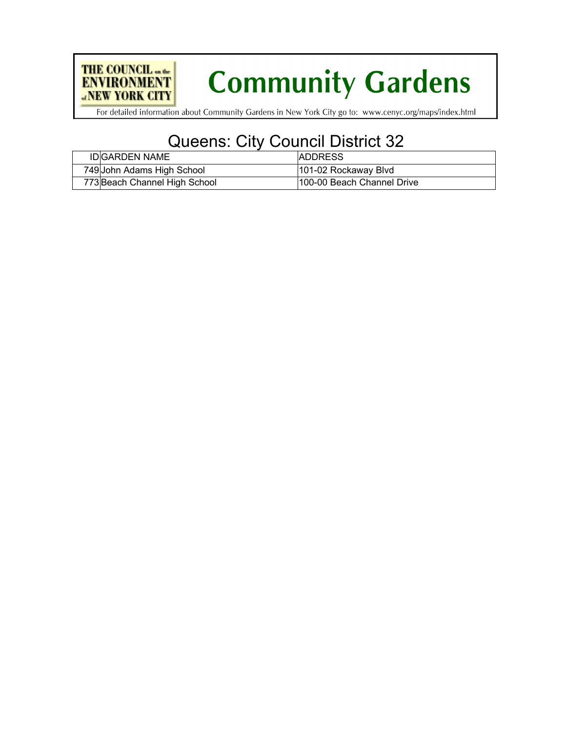THE COUNCIL on the ENVIRONMENT of NEW YORK CITY

# Community Gardens

For detailed information about Community Gardens in New York City go to: www.cenyc.org/maps/index.html

## Queens: City Council District 32

| ID | GARDEN NAME | ADDRESS |
|---|---|---|
| 749 | John Adams High School | 101-02 Rockaway Blvd |
| 773 | Beach Channel High School | 100-00 Beach Channel Drive |